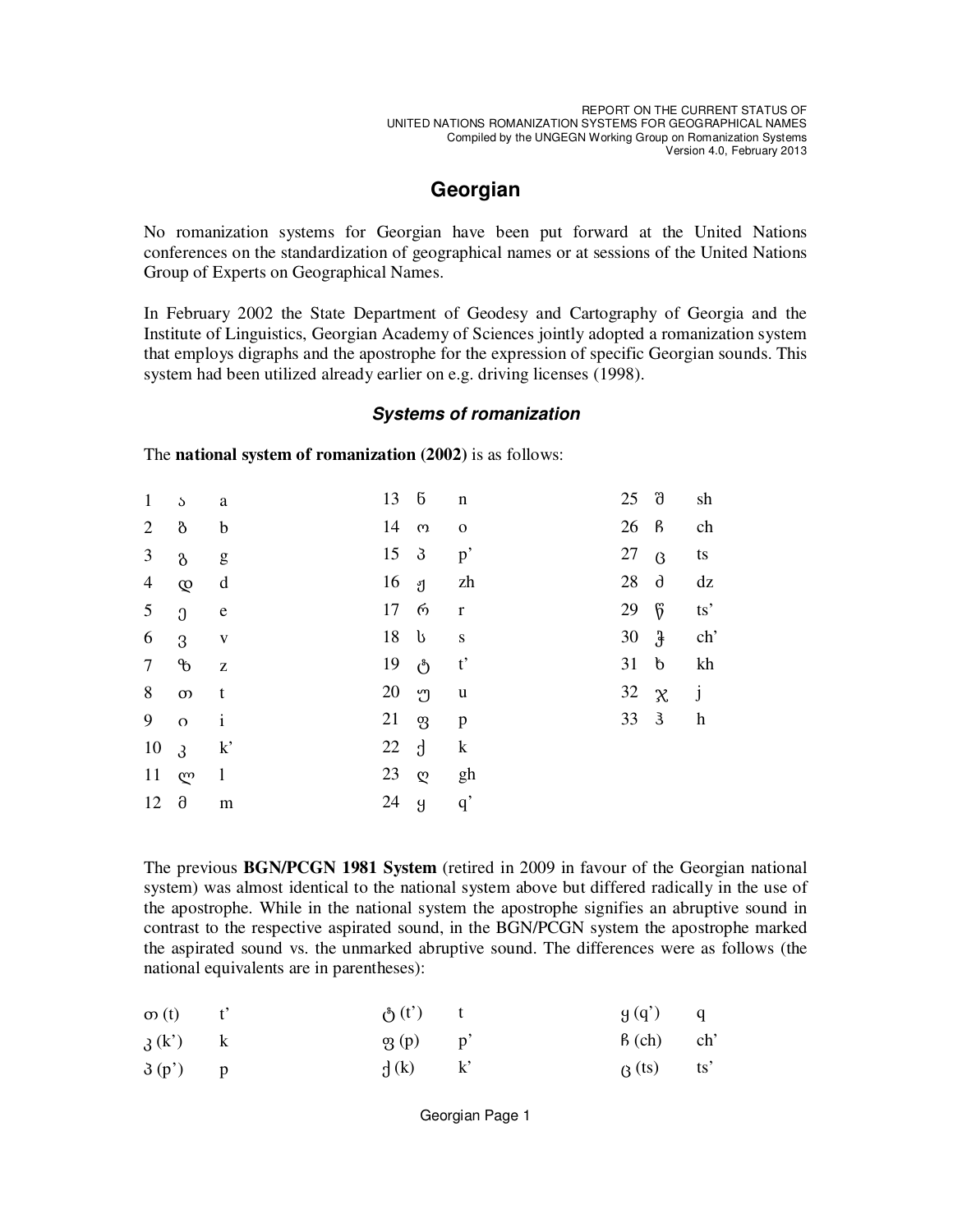## Georgian

No romanization systems for Georgian have been put forward at the United Nations conferences on the standardization of geographical names or at sessions of the United Nations Group of Experts on Geographical Names.

In February 2002 the State Department of Geodesy and Cartography of Georgia and the Institute of Linguistics, Georgian Academy of Sciences jointly adopted a romanization system that employs digraphs and the apostrophe for the expression of specific Georgian sounds. This system had been utilized already earlier on e.g. driving licenses (1998).

### *Systems of romanization*

The **national system of romanization (2002)** is as follows:

| | | | | | | | | |
|---|---|---|---|---|---|---|---|---|
| 1 | ა | a | 13 | ნ | n | 25 | შ | sh |
| 2 | ბ | b | 14 | ო | o | 26 | ჩ | ch |
| 3 | გ | g | 15 | პ | p’ | 27 | ც | ts |
| 4 | დ | d | 16 | ჟ | zh | 28 | ძ | dz |
| 5 | ე | e | 17 | რ | r | 29 | წ | ts’ |
| 6 | ვ | v | 18 | ს | s | 30 | ჭ | ch’ |
| 7 | ზ | z | 19 | ტ | t’ | 31 | ხ | kh |
| 8 | თ | t | 20 | უ | u | 32 | ჯ | j |
| 9 | ი | i | 21 | ფ | p | 33 | ჰ | h |
| 10 | კ | k’ | 22 | ქ | k | | | |
| 11 | ლ | l | 23 | ღ | gh | | | |
| 12 | მ | m | 24 | ყ | q’ | | | |

The previous **BGN/PCGN 1981 System** (retired in 2009 in favour of the Georgian national system) was almost identical to the national system above but differed radically in the use of the apostrophe. While in the national system the apostrophe signifies an abruptive sound in contrast to the respective aspirated sound, in the BGN/PCGN system the apostrophe marked the aspirated sound vs. the unmarked abruptive sound. The differences were as follows (the national equivalents are in parentheses):

| | | | | | |
|---|---|---|---|---|---|
| თ (t) | t’ | ტ (t’) | t | ყ (q’) | q |
| კ (k’) | k | ფ (p) | p’ | ჩ (ch) | ch’ |
| პ (p’) | p | ქ (k) | k’ | ც (ts) | ts’ |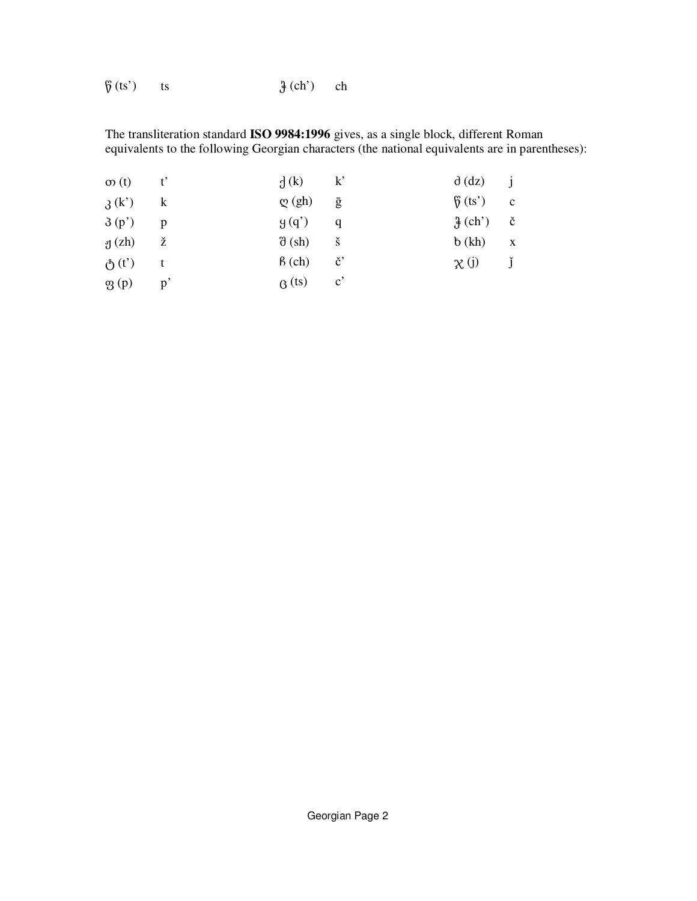| | | | |
|---|---|---|---|
| წ (ts') | ts | ჭ (ch') | ch |

The transliteration standard **ISO 9984:1996** gives, as a single block, different Roman equivalents to the following Georgian characters (the national equivalents are in parentheses):

| | | | | | |
|---|---|---|---|---|---|
| თ (t) | t' | ქ (k) | k' | ძ (dz) | j |
| კ (k') | k | ღ (gh) | ḡ | წ (ts') | c |
| პ (p') | p | ყ (q') | q | ჭ (ch') | č |
| ჟ (zh) | ž | შ (sh) | š | ხ (kh) | x |
| ტ (t') | t | ჩ (ch) | č' | ჯ (j) | ǰ |
| ფ (p) | p' | ც (ts) | c' | | |